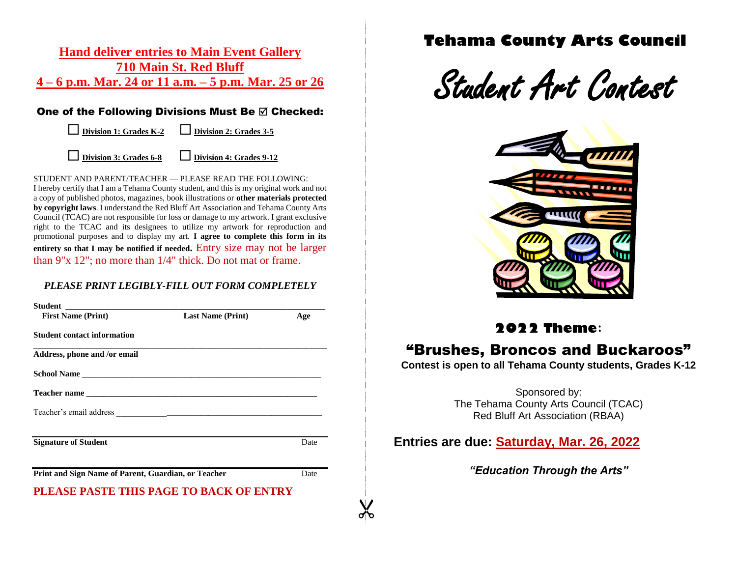**Hand deliver entries to Main Event Gallery**
**710 Main St. Red Bluff**
**4 – 6 p.m. Mar. 24 or 11 a.m. – 5 p.m. Mar. 25 or 26**

### One of the Following Divisions Must Be ☑ Checked:

☐ **Division 1: Grades K-2** ☐ **Division 2: Grades 3-5**

☐ **Division 3: Grades 6-8** ☐ **Division 4: Grades 9-12**

STUDENT AND PARENT/TEACHER — PLEASE READ THE FOLLOWING:
I hereby certify that I am a Tehama County student, and this is my original work and not a copy of published photos, magazines, book illustrations or **other materials protected by copyright laws**. I understand the Red Bluff Art Association and Tehama County Arts Council (TCAC) are not responsible for loss or damage to my artwork. I grant exclusive right to the TCAC and its designees to utilize my artwork for reproduction and promotional purposes and to display my art. **I agree to complete this form in its entirety so that I may be notified if needed.** Entry size may not be larger than 9"x 12"; no more than 1/4" thick. Do not mat or frame.

***PLEASE PRINT LEGIBLY-FILL OUT FORM COMPLETELY***

**Student** ______________________________________________

**First Name (Print)** **Last Name (Print)** **Age**

**Student contact information**

______________________________________________

**Address, phone and /or email**

**School Name** ______________________________________________

**Teacher name** ______________________________________________

Teacher's email address ______________________________________________

______________________________________________

**Signature of Student** Date

______________________________________________

**Print and Sign Name of Parent, Guardian, or Teacher** Date

**PLEASE PASTE THIS PAGE TO BACK OF ENTRY**

# Tehama County Arts Council

# Student Art Contest

## 2022 Theme:

## "Brushes, Broncos and Buckaroos"

**Contest is open to all Tehama County students, Grades K-12**

Sponsored by:
The Tehama County Arts Council (TCAC)
Red Bluff Art Association (RBAA)

**Entries are due: Saturday, Mar. 26, 2022**

***"Education Through the Arts"***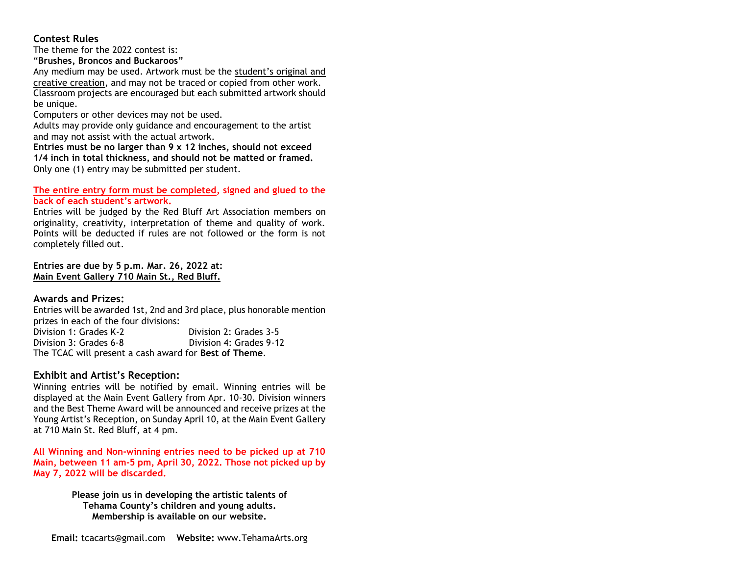## Contest Rules

The theme for the 2022 contest is:
**"Brushes, Broncos and Buckaroos"**

Any medium may be used. Artwork must be the student's original and creative creation, and may not be traced or copied from other work.

Classroom projects are encouraged but each submitted artwork should be unique.

Computers or other devices may not be used.

Adults may provide only guidance and encouragement to the artist and may not assist with the actual artwork.

**Entries must be no larger than 9 x 12 inches, should not exceed 1/4 inch in total thickness, and should not be matted or framed.**

Only one (1) entry may be submitted per student.

**The entire entry form must be completed, signed and glued to the back of each student's artwork.**

Entries will be judged by the Red Bluff Art Association members on originality, creativity, interpretation of theme and quality of work. Points will be deducted if rules are not followed or the form is not completely filled out.

**Entries are due by 5 p.m. Mar. 26, 2022 at:**
**Main Event Gallery 710 Main St., Red Bluff.**

## Awards and Prizes:

Entries will be awarded 1st, 2nd and 3rd place, plus honorable mention prizes in each of the four divisions:

Division 1: Grades K-2
Division 2: Grades 3-5
Division 3: Grades 6-8
Division 4: Grades 9-12

The TCAC will present a cash award for **Best of Theme**.

## Exhibit and Artist's Reception:

Winning entries will be notified by email. Winning entries will be displayed at the Main Event Gallery from Apr. 10-30. Division winners and the Best Theme Award will be announced and receive prizes at the Young Artist's Reception, on Sunday April 10, at the Main Event Gallery at 710 Main St. Red Bluff, at 4 pm.

**All Winning and Non-winning entries need to be picked up at 710 Main, between 11 am-5 pm, April 30, 2022. Those not picked up by May 7, 2022 will be discarded.**

**Please join us in developing the artistic talents of Tehama County's children and young adults. Membership is available on our website.**

**Email:** tcacarts@gmail.com **Website:** www.TehamaArts.org